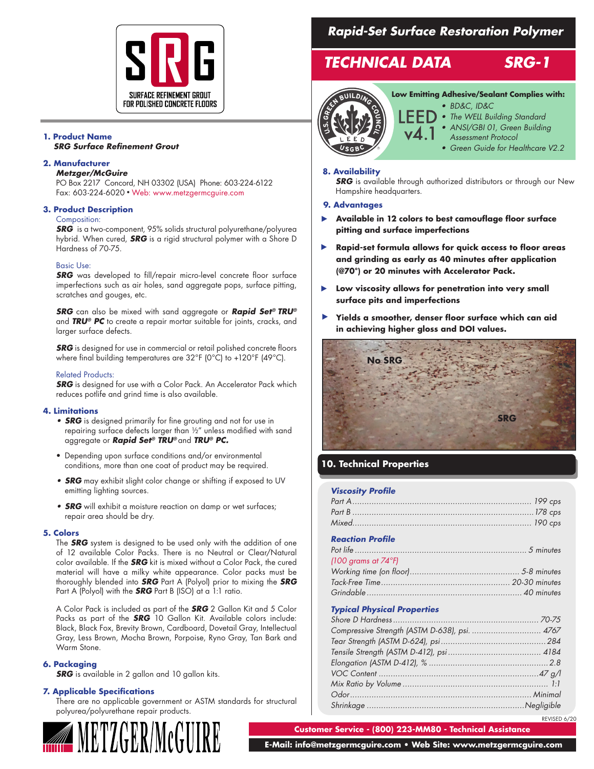SRG

SURFACE REFINEMENT GROUT FOR POLISHED CONCRETE FLOORS

# Rapid-Set Surface Restoration Polymer

## TECHNICAL DATA SRG-1

**Low Emitting Adhesive/Sealant Complies with:**

LEED v4.1

- BD&C, ID&C
- The WELL Building Standard
- ANSI/GBI 01, Green Building Assessment Protocol
- Green Guide for Healthcare V2.2

### 1. Product Name

***SRG Surface Refinement Grout***

### 2. Manufacturer

***Metzger/McGuire***

PO Box 2217 Concord, NH 03302 (USA) Phone: 603-224-6122
Fax: 603-224-6020 • Web: www.metzgermcguire.com

### 3. Product Description

Composition:

***SRG*** is a two-component, 95% solids structural polyurethane/polyurea hybrid. When cured, ***SRG*** is a rigid structural polymer with a Shore D Hardness of 70-75.

Basic Use:

***SRG*** was developed to fill/repair micro-level concrete floor surface imperfections such as air holes, sand aggregate pops, surface pitting, scratches and gouges, etc.

***SRG*** can also be mixed with sand aggregate or ***Rapid Set® TRU®*** and ***TRU® PC*** to create a repair mortar suitable for joints, cracks, and larger surface defects.

***SRG*** is designed for use in commercial or retail polished concrete floors where final building temperatures are 32°F (0°C) to +120°F (49°C).

Related Products:

***SRG*** is designed for use with a Color Pack. An Accelerator Pack which reduces potlife and grind time is also available.

### 4. Limitations

- ***SRG*** is designed primarily for fine grouting and not for use in repairing surface defects larger than ½" unless modified with sand aggregate or ***Rapid Set® TRU®*** and ***TRU® PC.***
- Depending upon surface conditions and/or environmental conditions, more than one coat of product may be required.
- ***SRG*** may exhibit slight color change or shifting if exposed to UV emitting lighting sources.
- ***SRG*** will exhibit a moisture reaction on damp or wet surfaces; repair area should be dry.

### 5. Colors

The ***SRG*** system is designed to be used only with the addition of one of 12 available Color Packs. There is no Neutral or Clear/Natural color available. If the ***SRG*** kit is mixed without a Color Pack, the cured material will have a milky white appearance. Color packs must be thoroughly blended into ***SRG*** Part A (Polyol) prior to mixing the ***SRG*** Part A (Polyol) with the ***SRG*** Part B (ISO) at a 1:1 ratio.

A Color Pack is included as part of the ***SRG*** 2 Gallon Kit and 5 Color Packs as part of the ***SRG*** 10 Gallon Kit. Available colors include: Black, Black Fox, Brevity Brown, Cardboard, Dovetail Gray, Intellectual Gray, Less Brown, Mocha Brown, Porpoise, Ryno Gray, Tan Bark and Warm Stone.

### 6. Packaging

***SRG*** is available in 2 gallon and 10 gallon kits.

### 7. Applicable Specifications

There are no applicable government or ASTM standards for structural polyurea/polyurethane repair products.

### 8. Availability

***SRG*** is available through authorized distributors or through our New Hampshire headquarters.

### 9. Advantages

- **Available in 12 colors to best camouflage floor surface pitting and surface imperfections**
- **Rapid-set formula allows for quick access to floor areas and grinding as early as 40 minutes after application (@70°) or 20 minutes with Accelerator Pack.**
- **Low viscosity allows for penetration into very small surface pits and imperfections**
- **Yields a smoother, denser floor surface which can aid in achieving higher gloss and DOI values.**

No SRG

SRG

### 10. Technical Properties

***Viscosity Profile***

| Property | Value |
|---|---|
| Part A | 199 cps |
| Part B | 178 cps |
| Mixed | 190 cps |

***Reaction Profile***

| Property | Value |
|---|---|
| Pot life (100 grams at 74°F) | 5 minutes |
| Working time (on floor) | 5-8 minutes |
| Tack-Free Time | 20-30 minutes |
| Grindable | 40 minutes |

***Typical Physical Properties***

| Property | Value |
|---|---|
| Shore D Hardness | 70-75 |
| Compressive Strength (ASTM D-638), psi. | 4767 |
| Tear Strength (ASTM D-624), psi | 284 |
| Tensile Strength (ASTM D-412), psi | 4184 |
| Elongation (ASTM D-412), % | 2.8 |
| VOC Content | 47 g/l |
| Mix Ratio by Volume | 1:1 |
| Odor | Minimal |
| Shrinkage | Negligible |

REVISED 6/20

METZGER/McGUIRE

Customer Service - (800) 223-MM80 - Technical Assistance

E-Mail: info@metzgermcguire.com • Web Site: www.metzgermcguire.com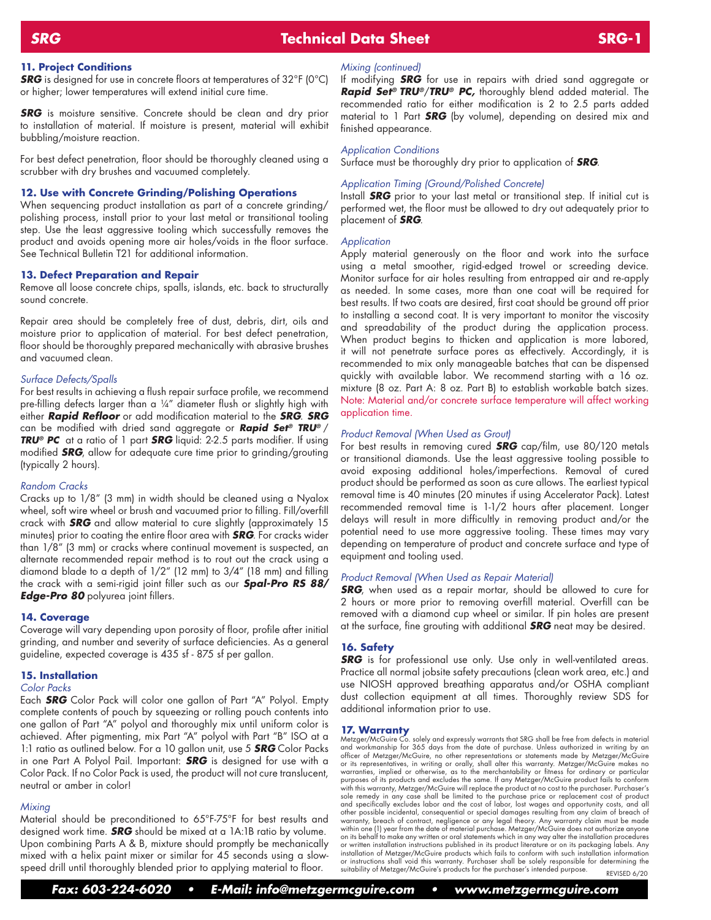### 11. Project Conditions

***SRG*** is designed for use in concrete floors at temperatures of 32°F (0°C) or higher; lower temperatures will extend initial cure time.

***SRG*** is moisture sensitive. Concrete should be clean and dry prior to installation of material. If moisture is present, material will exhibit bubbling/moisture reaction.

For best defect penetration, floor should be thoroughly cleaned using a scrubber with dry brushes and vacuumed completely.

### 12. Use with Concrete Grinding/Polishing Operations

When sequencing product installation as part of a concrete grinding/ polishing process, install prior to your last metal or transitional tooling step. Use the least aggressive tooling which successfully removes the product and avoids opening more air holes/voids in the floor surface. See Technical Bulletin T21 for additional information.

### 13. Defect Preparation and Repair

Remove all loose concrete chips, spalls, islands, etc. back to structurally sound concrete.

Repair area should be completely free of dust, debris, dirt, oils and moisture prior to application of material. For best defect penetration, floor should be thoroughly prepared mechanically with abrasive brushes and vacuumed clean.

*Surface Defects/Spalls*

For best results in achieving a flush repair surface profile, we recommend pre-filling defects larger than a ¼" diameter flush or slightly high with either ***Rapid Refloor*** or add modification material to the ***SRG***. ***SRG*** can be modified with dried sand aggregate or ***Rapid Set® TRU®*** / ***TRU® PC*** at a ratio of 1 part ***SRG*** liquid: 2-2.5 parts modifier. If using modified ***SRG***, allow for adequate cure time prior to grinding/grouting (typically 2 hours).

*Random Cracks*

Cracks up to 1/8" (3 mm) in width should be cleaned using a Nyalox wheel, soft wire wheel or brush and vacuumed prior to filling. Fill/overfill crack with ***SRG*** and allow material to cure slightly (approximately 15 minutes) prior to coating the entire floor area with ***SRG***. For cracks wider than 1/8" (3 mm) or cracks where continual movement is suspected, an alternate recommended repair method is to rout out the crack using a diamond blade to a depth of 1/2" (12 mm) to 3/4" (18 mm) and filling the crack with a semi-rigid joint filler such as our ***Spal-Pro RS 88/ Edge-Pro 80*** polyurea joint fillers.

### 14. Coverage

Coverage will vary depending upon porosity of floor, profile after initial grinding, and number and severity of surface deficiencies. As a general guideline, expected coverage is 435 sf - 875 sf per gallon.

### 15. Installation

*Color Packs*

Each ***SRG*** Color Pack will color one gallon of Part "A" Polyol. Empty complete contents of pouch by squeezing or rolling pouch contents into one gallon of Part "A" polyol and thoroughly mix until uniform color is achieved. After pigmenting, mix Part "A" polyol with Part "B" ISO at a 1:1 ratio as outlined below. For a 10 gallon unit, use 5 ***SRG*** Color Packs in one Part A Polyol Pail. Important: ***SRG*** is designed for use with a Color Pack. If no Color Pack is used, the product will not cure translucent, neutral or amber in color!

*Mixing*

Material should be preconditioned to 65°F-75°F for best results and designed work time. ***SRG*** should be mixed at a 1A:1B ratio by volume. Upon combining Parts A & B, mixture should promptly be mechanically mixed with a helix paint mixer or similar for 45 seconds using a slow-speed drill until thoroughly blended prior to applying material to floor.

*Mixing (continued)*

If modifying ***SRG*** for use in repairs with dried sand aggregate or ***Rapid Set® TRU®/TRU® PC,*** thoroughly blend added material. The recommended ratio for either modification is 2 to 2.5 parts added material to 1 Part ***SRG*** (by volume), depending on desired mix and finished appearance.

*Application Conditions*

Surface must be thoroughly dry prior to application of ***SRG***.

*Application Timing (Ground/Polished Concrete)*

Install ***SRG*** prior to your last metal or transitional step. If initial cut is performed wet, the floor must be allowed to dry out adequately prior to placement of ***SRG***.

*Application*

Apply material generously on the floor and work into the surface using a metal smoother, rigid-edged trowel or screeding device. Monitor surface for air holes resulting from entrapped air and re-apply as needed. In some cases, more than one coat will be required for best results. If two coats are desired, first coat should be ground off prior to installing a second coat. It is very important to monitor the viscosity and spreadability of the product during the application process. When product begins to thicken and application is more labored, it will not penetrate surface pores as effectively. Accordingly, it is recommended to mix only manageable batches that can be dispensed quickly with available labor. We recommend starting with a 16 oz. mixture (8 oz. Part A: 8 oz. Part B) to establish workable batch sizes. Note: Material and/or concrete surface temperature will affect working application time.

*Product Removal (When Used as Grout)*

For best results in removing cured ***SRG*** cap/film, use 80/120 metals or transitional diamonds. Use the least aggressive tooling possible to avoid exposing additional holes/imperfections. Removal of cured product should be performed as soon as cure allows. The earliest typical removal time is 40 minutes (20 minutes if using Accelerator Pack). Latest recommended removal time is 1-1/2 hours after placement. Longer delays will result in more difficultly in removing product and/or the potential need to use more aggressive tooling. These times may vary depending on temperature of product and concrete surface and type of equipment and tooling used.

*Product Removal (When Used as Repair Material)*

***SRG***, when used as a repair mortar, should be allowed to cure for 2 hours or more prior to removing overfill material. Overfill can be removed with a diamond cup wheel or similar. If pin holes are present at the surface, fine grouting with additional ***SRG*** neat may be desired.

### 16. Safety

***SRG*** is for professional use only. Use only in well-ventilated areas. Practice all normal jobsite safety precautions (clean work area, etc.) and use NIOSH approved breathing apparatus and/or OSHA compliant dust collection equipment at all times. Thoroughly review SDS for additional information prior to use.

### 17. Warranty

Metzger/McGuire Co. solely and expressly warrants that SRG shall be free from defects in material and workmanship for 365 days from the date of purchase. Unless authorized in writing by an officer of Metzger/McGuire, no other representations or statements made by Metzger/McGuire or its representatives, in writing or orally, shall alter this warranty. Metzger/McGuire makes no warranties, implied or otherwise, as to the merchantability or fitness for ordinary or particular purposes of its products and excludes the same. If any Metzger/McGuire product fails to conform with this warranty, Metzger/McGuire will replace the product at no cost to the purchaser. Purchaser's sole remedy in any case shall be limited to the purchase price or replacement cost of product and specifically excludes labor and the cost of labor, lost wages and opportunity costs, and all other possible incidental, consequential or special damages resulting from any claim of breach of warranty, breach of contract, negligence or any legal theory. Any warranty claim must be made within one (1) year from the date of material purchase. Metzger/McGuire does not authorize anyone on its behalf to make any written or oral statements which in any way alter the installation procedures or written installation instructions published in its product literature or on its packaging labels. Any installation of Metzger/McGuire products which fails to conform with such installation information or instructions shall void this warranty. Purchaser shall be solely responsible for determining the suitability of Metzger/McGuire's products for the purchaser's intended purpose.

REVISED 6/20